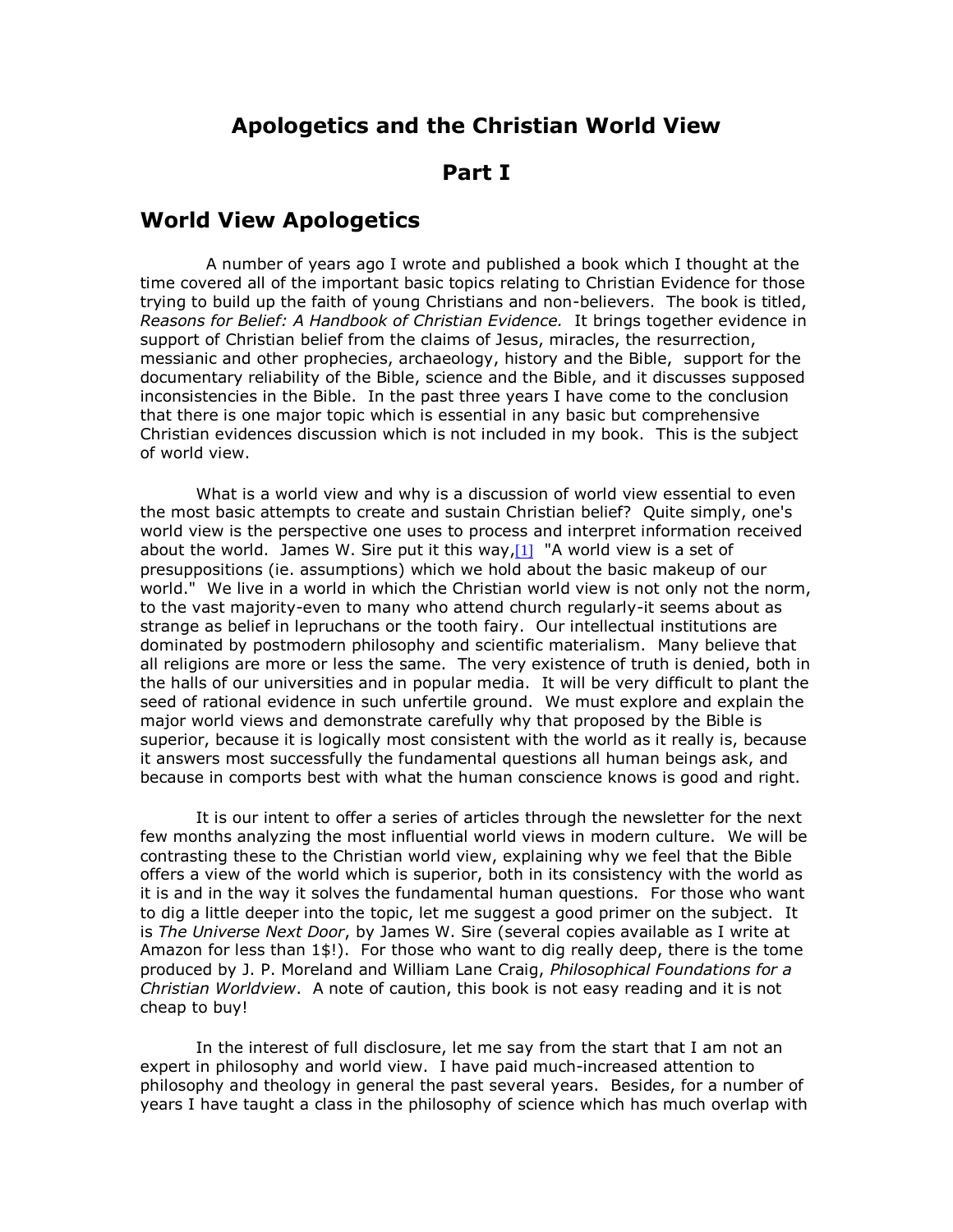# Apologetics and the Christian World View

## Part I

## World View Apologetics

A number of years ago I wrote and published a book which I thought at the time covered all of the important basic topics relating to Christian Evidence for those trying to build up the faith of young Christians and non-believers. The book is titled, *Reasons for Belief: A Handbook of Christian Evidence.* It brings together evidence in support of Christian belief from the claims of Jesus, miracles, the resurrection, messianic and other prophecies, archaeology, history and the Bible, support for the documentary reliability of the Bible, science and the Bible, and it discusses supposed inconsistencies in the Bible. In the past three years I have come to the conclusion that there is one major topic which is essential in any basic but comprehensive Christian evidences discussion which is not included in my book. This is the subject of world view.

What is a world view and why is a discussion of world view essential to even the most basic attempts to create and sustain Christian belief? Quite simply, one's world view is the perspective one uses to process and interpret information received about the world. James W. Sire put it this way,[1] "A world view is a set of presuppositions (ie. assumptions) which we hold about the basic makeup of our world." We live in a world in which the Christian world view is not only not the norm, to the vast majority-even to many who attend church regularly-it seems about as strange as belief in lepruchans or the tooth fairy. Our intellectual institutions are dominated by postmodern philosophy and scientific materialism. Many believe that all religions are more or less the same. The very existence of truth is denied, both in the halls of our universities and in popular media. It will be very difficult to plant the seed of rational evidence in such unfertile ground. We must explore and explain the major world views and demonstrate carefully why that proposed by the Bible is superior, because it is logically most consistent with the world as it really is, because it answers most successfully the fundamental questions all human beings ask, and because in comports best with what the human conscience knows is good and right.

It is our intent to offer a series of articles through the newsletter for the next few months analyzing the most influential world views in modern culture. We will be contrasting these to the Christian world view, explaining why we feel that the Bible offers a view of the world which is superior, both in its consistency with the world as it is and in the way it solves the fundamental human questions. For those who want to dig a little deeper into the topic, let me suggest a good primer on the subject. It is *The Universe Next Door*, by James W. Sire (several copies available as I write at Amazon for less than 1$!). For those who want to dig really deep, there is the tome produced by J. P. Moreland and William Lane Craig, *Philosophical Foundations for a Christian Worldview*. A note of caution, this book is not easy reading and it is not cheap to buy!

In the interest of full disclosure, let me say from the start that I am not an expert in philosophy and world view. I have paid much-increased attention to philosophy and theology in general the past several years. Besides, for a number of years I have taught a class in the philosophy of science which has much overlap with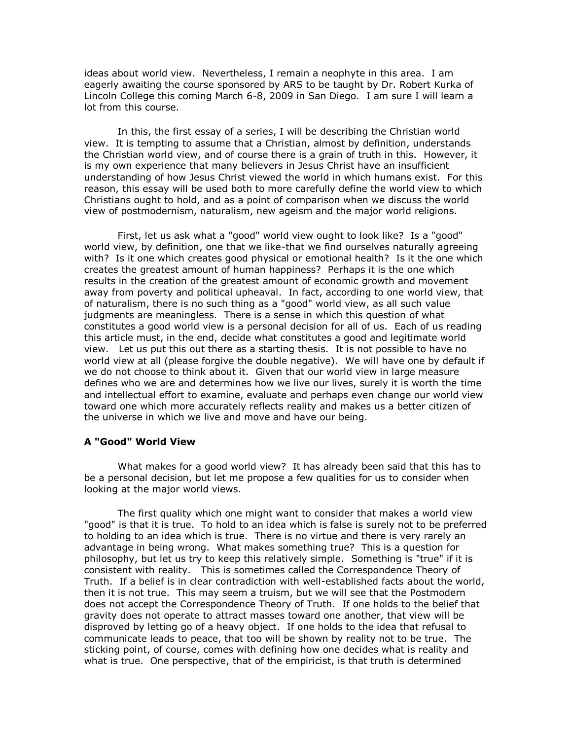ideas about world view. Nevertheless, I remain a neophyte in this area. I am eagerly awaiting the course sponsored by ARS to be taught by Dr. Robert Kurka of Lincoln College this coming March 6-8, 2009 in San Diego. I am sure I will learn a lot from this course.

In this, the first essay of a series, I will be describing the Christian world view. It is tempting to assume that a Christian, almost by definition, understands the Christian world view, and of course there is a grain of truth in this. However, it is my own experience that many believers in Jesus Christ have an insufficient understanding of how Jesus Christ viewed the world in which humans exist. For this reason, this essay will be used both to more carefully define the world view to which Christians ought to hold, and as a point of comparison when we discuss the world view of postmodernism, naturalism, new ageism and the major world religions.

First, let us ask what a "good" world view ought to look like? Is a "good" world view, by definition, one that we like-that we find ourselves naturally agreeing with? Is it one which creates good physical or emotional health? Is it the one which creates the greatest amount of human happiness? Perhaps it is the one which results in the creation of the greatest amount of economic growth and movement away from poverty and political upheaval. In fact, according to one world view, that of naturalism, there is no such thing as a "good" world view, as all such value judgments are meaningless. There is a sense in which this question of what constitutes a good world view is a personal decision for all of us. Each of us reading this article must, in the end, decide what constitutes a good and legitimate world view. Let us put this out there as a starting thesis. It is not possible to have no world view at all (please forgive the double negative). We will have one by default if we do not choose to think about it. Given that our world view in large measure defines who we are and determines how we live our lives, surely it is worth the time and intellectual effort to examine, evaluate and perhaps even change our world view toward one which more accurately reflects reality and makes us a better citizen of the universe in which we live and move and have our being.

### A "Good" World View

What makes for a good world view? It has already been said that this has to be a personal decision, but let me propose a few qualities for us to consider when looking at the major world views.

The first quality which one might want to consider that makes a world view "good" is that it is true. To hold to an idea which is false is surely not to be preferred to holding to an idea which is true. There is no virtue and there is very rarely an advantage in being wrong. What makes something true? This is a question for philosophy, but let us try to keep this relatively simple. Something is "true" if it is consistent with reality. This is sometimes called the Correspondence Theory of Truth. If a belief is in clear contradiction with well-established facts about the world, then it is not true. This may seem a truism, but we will see that the Postmodern does not accept the Correspondence Theory of Truth. If one holds to the belief that gravity does not operate to attract masses toward one another, that view will be disproved by letting go of a heavy object. If one holds to the idea that refusal to communicate leads to peace, that too will be shown by reality not to be true. The sticking point, of course, comes with defining how one decides what is reality and what is true. One perspective, that of the empiricist, is that truth is determined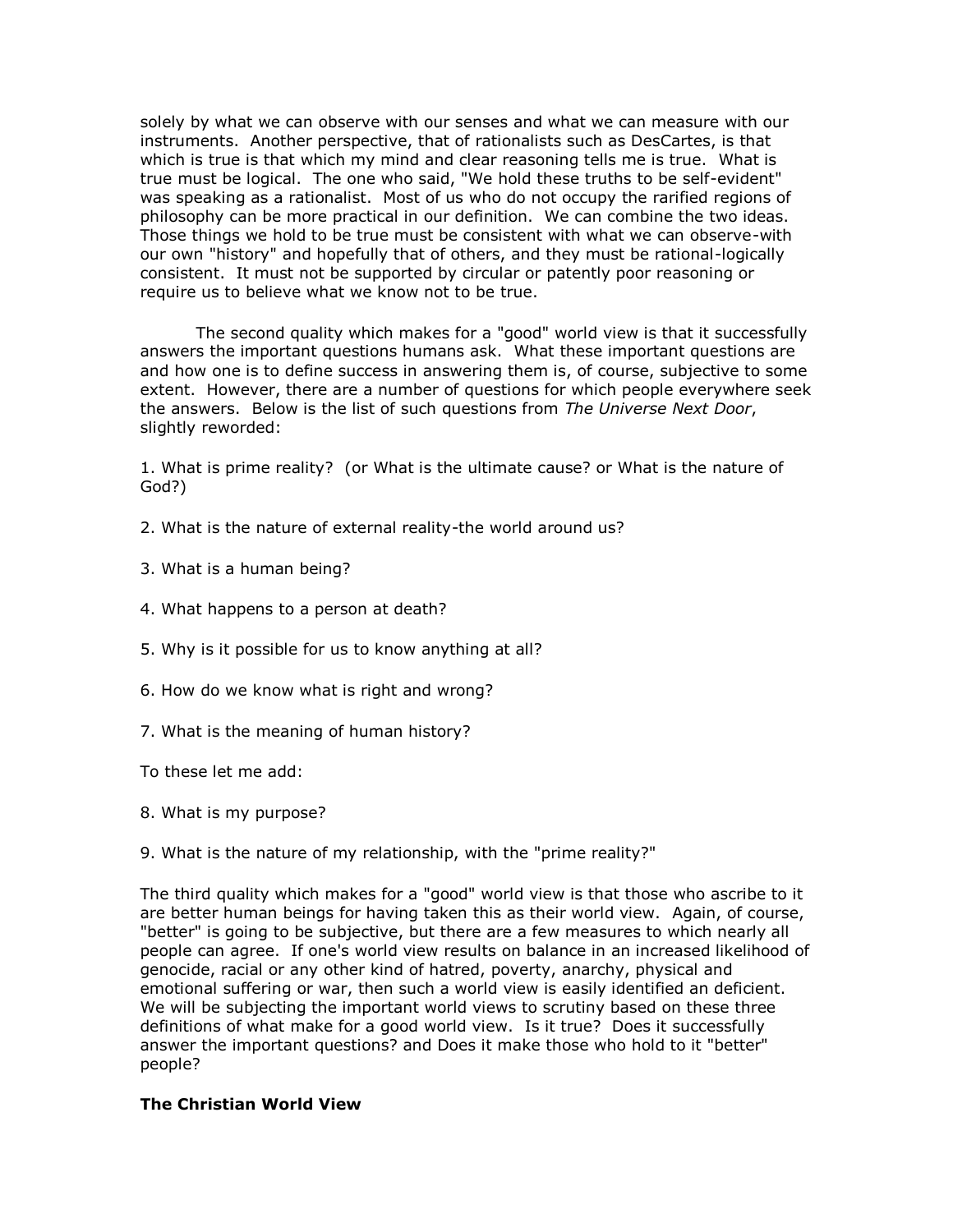solely by what we can observe with our senses and what we can measure with our instruments. Another perspective, that of rationalists such as DesCartes, is that which is true is that which my mind and clear reasoning tells me is true. What is true must be logical. The one who said, "We hold these truths to be self-evident" was speaking as a rationalist. Most of us who do not occupy the rarified regions of philosophy can be more practical in our definition. We can combine the two ideas. Those things we hold to be true must be consistent with what we can observe-with our own "history" and hopefully that of others, and they must be rational-logically consistent. It must not be supported by circular or patently poor reasoning or require us to believe what we know not to be true.

The second quality which makes for a "good" world view is that it successfully answers the important questions humans ask. What these important questions are and how one is to define success in answering them is, of course, subjective to some extent. However, there are a number of questions for which people everywhere seek the answers. Below is the list of such questions from *The Universe Next Door*, slightly reworded:

1. What is prime reality? (or What is the ultimate cause? or What is the nature of God?)

2. What is the nature of external reality-the world around us?

3. What is a human being?

4. What happens to a person at death?

5. Why is it possible for us to know anything at all?

6. How do we know what is right and wrong?

7. What is the meaning of human history?

To these let me add:

8. What is my purpose?

9. What is the nature of my relationship, with the "prime reality?"

The third quality which makes for a "good" world view is that those who ascribe to it are better human beings for having taken this as their world view. Again, of course, "better" is going to be subjective, but there are a few measures to which nearly all people can agree. If one's world view results on balance in an increased likelihood of genocide, racial or any other kind of hatred, poverty, anarchy, physical and emotional suffering or war, then such a world view is easily identified an deficient. We will be subjecting the important world views to scrutiny based on these three definitions of what make for a good world view. Is it true? Does it successfully answer the important questions? and Does it make those who hold to it "better" people?

**The Christian World View**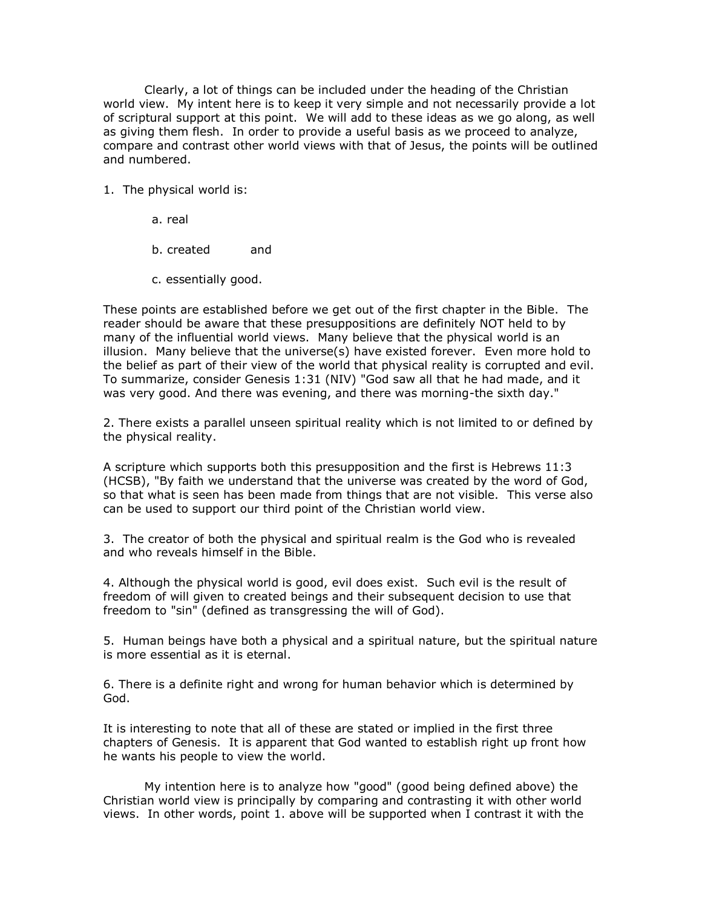Clearly, a lot of things can be included under the heading of the Christian world view. My intent here is to keep it very simple and not necessarily provide a lot of scriptural support at this point. We will add to these ideas as we go along, as well as giving them flesh. In order to provide a useful basis as we proceed to analyze, compare and contrast other world views with that of Jesus, the points will be outlined and numbered.

1. The physical world is:

   a. real

   b. created and

   c. essentially good.

These points are established before we get out of the first chapter in the Bible. The reader should be aware that these presuppositions are definitely NOT held to by many of the influential world views. Many believe that the physical world is an illusion. Many believe that the universe(s) have existed forever. Even more hold to the belief as part of their view of the world that physical reality is corrupted and evil. To summarize, consider Genesis 1:31 (NIV) "God saw all that he had made, and it was very good. And there was evening, and there was morning-the sixth day."

2. There exists a parallel unseen spiritual reality which is not limited to or defined by the physical reality.

A scripture which supports both this presupposition and the first is Hebrews 11:3 (HCSB), "By faith we understand that the universe was created by the word of God, so that what is seen has been made from things that are not visible. This verse also can be used to support our third point of the Christian world view.

3. The creator of both the physical and spiritual realm is the God who is revealed and who reveals himself in the Bible.

4. Although the physical world is good, evil does exist. Such evil is the result of freedom of will given to created beings and their subsequent decision to use that freedom to "sin" (defined as transgressing the will of God).

5. Human beings have both a physical and a spiritual nature, but the spiritual nature is more essential as it is eternal.

6. There is a definite right and wrong for human behavior which is determined by God.

It is interesting to note that all of these are stated or implied in the first three chapters of Genesis. It is apparent that God wanted to establish right up front how he wants his people to view the world.

My intention here is to analyze how "good" (good being defined above) the Christian world view is principally by comparing and contrasting it with other world views. In other words, point 1. above will be supported when I contrast it with the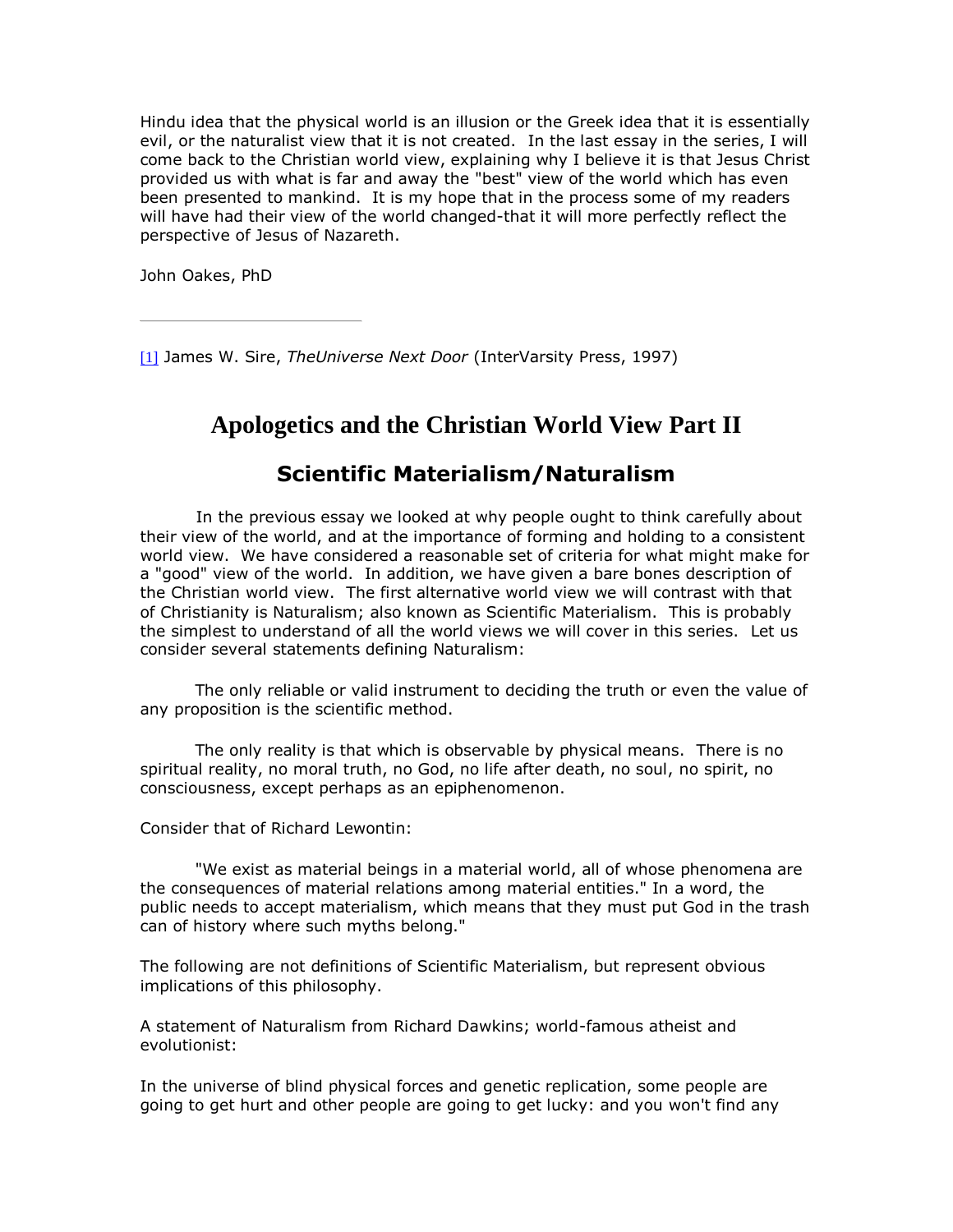Hindu idea that the physical world is an illusion or the Greek idea that it is essentially evil, or the naturalist view that it is not created. In the last essay in the series, I will come back to the Christian world view, explaining why I believe it is that Jesus Christ provided us with what is far and away the "best" view of the world which has even been presented to mankind. It is my hope that in the process some of my readers will have had their view of the world changed-that it will more perfectly reflect the perspective of Jesus of Nazareth.

John Oakes, PhD

---

[1] James W. Sire, *TheUniverse Next Door* (InterVarsity Press, 1997)

# Apologetics and the Christian World View Part II

## Scientific Materialism/Naturalism

In the previous essay we looked at why people ought to think carefully about their view of the world, and at the importance of forming and holding to a consistent world view. We have considered a reasonable set of criteria for what might make for a "good" view of the world. In addition, we have given a bare bones description of the Christian world view. The first alternative world view we will contrast with that of Christianity is Naturalism; also known as Scientific Materialism. This is probably the simplest to understand of all the world views we will cover in this series. Let us consider several statements defining Naturalism:

The only reliable or valid instrument to deciding the truth or even the value of any proposition is the scientific method.

The only reality is that which is observable by physical means. There is no spiritual reality, no moral truth, no God, no life after death, no soul, no spirit, no consciousness, except perhaps as an epiphenomenon.

Consider that of Richard Lewontin:

"We exist as material beings in a material world, all of whose phenomena are the consequences of material relations among material entities." In a word, the public needs to accept materialism, which means that they must put God in the trash can of history where such myths belong."

The following are not definitions of Scientific Materialism, but represent obvious implications of this philosophy.

A statement of Naturalism from Richard Dawkins; world-famous atheist and evolutionist:

In the universe of blind physical forces and genetic replication, some people are going to get hurt and other people are going to get lucky: and you won't find any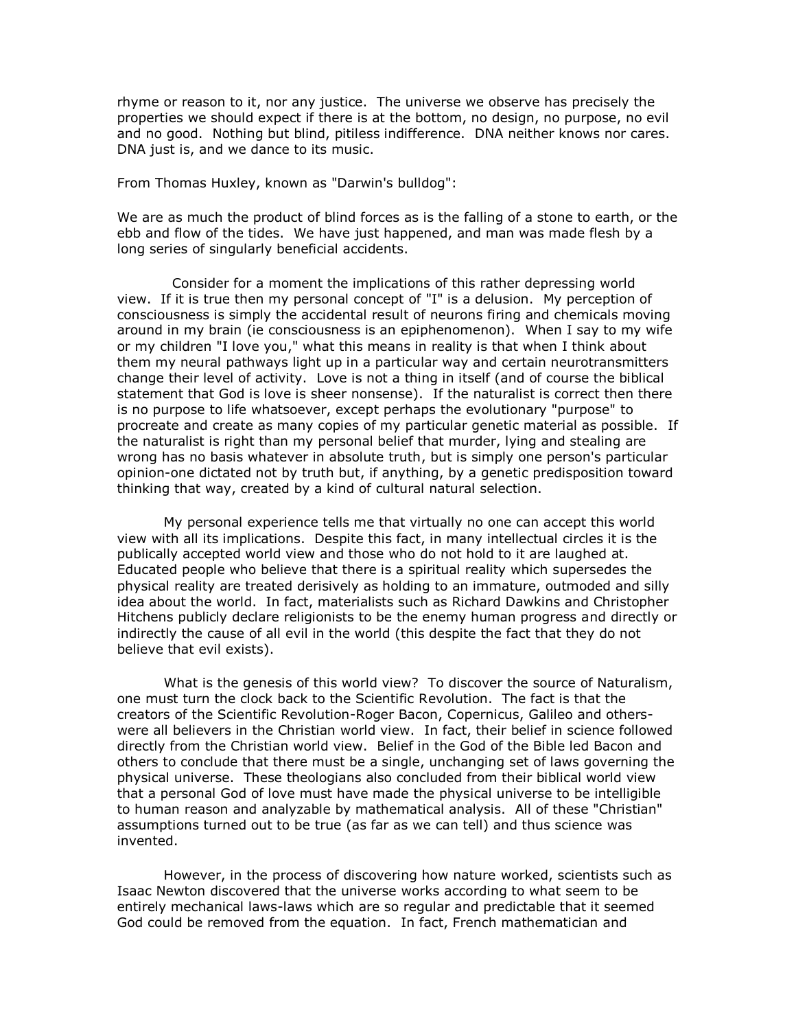rhyme or reason to it, nor any justice. The universe we observe has precisely the properties we should expect if there is at the bottom, no design, no purpose, no evil and no good. Nothing but blind, pitiless indifference. DNA neither knows nor cares. DNA just is, and we dance to its music.

From Thomas Huxley, known as "Darwin's bulldog":

We are as much the product of blind forces as is the falling of a stone to earth, or the ebb and flow of the tides. We have just happened, and man was made flesh by a long series of singularly beneficial accidents.

Consider for a moment the implications of this rather depressing world view. If it is true then my personal concept of "I" is a delusion. My perception of consciousness is simply the accidental result of neurons firing and chemicals moving around in my brain (ie consciousness is an epiphenomenon). When I say to my wife or my children "I love you," what this means in reality is that when I think about them my neural pathways light up in a particular way and certain neurotransmitters change their level of activity. Love is not a thing in itself (and of course the biblical statement that God is love is sheer nonsense). If the naturalist is correct then there is no purpose to life whatsoever, except perhaps the evolutionary "purpose" to procreate and create as many copies of my particular genetic material as possible. If the naturalist is right than my personal belief that murder, lying and stealing are wrong has no basis whatever in absolute truth, but is simply one person's particular opinion-one dictated not by truth but, if anything, by a genetic predisposition toward thinking that way, created by a kind of cultural natural selection.

My personal experience tells me that virtually no one can accept this world view with all its implications. Despite this fact, in many intellectual circles it is the publically accepted world view and those who do not hold to it are laughed at. Educated people who believe that there is a spiritual reality which supersedes the physical reality are treated derisively as holding to an immature, outmoded and silly idea about the world. In fact, materialists such as Richard Dawkins and Christopher Hitchens publicly declare religionists to be the enemy human progress and directly or indirectly the cause of all evil in the world (this despite the fact that they do not believe that evil exists).

What is the genesis of this world view? To discover the source of Naturalism, one must turn the clock back to the Scientific Revolution. The fact is that the creators of the Scientific Revolution-Roger Bacon, Copernicus, Galileo and others-were all believers in the Christian world view. In fact, their belief in science followed directly from the Christian world view. Belief in the God of the Bible led Bacon and others to conclude that there must be a single, unchanging set of laws governing the physical universe. These theologians also concluded from their biblical world view that a personal God of love must have made the physical universe to be intelligible to human reason and analyzable by mathematical analysis. All of these "Christian" assumptions turned out to be true (as far as we can tell) and thus science was invented.

However, in the process of discovering how nature worked, scientists such as Isaac Newton discovered that the universe works according to what seem to be entirely mechanical laws-laws which are so regular and predictable that it seemed God could be removed from the equation. In fact, French mathematician and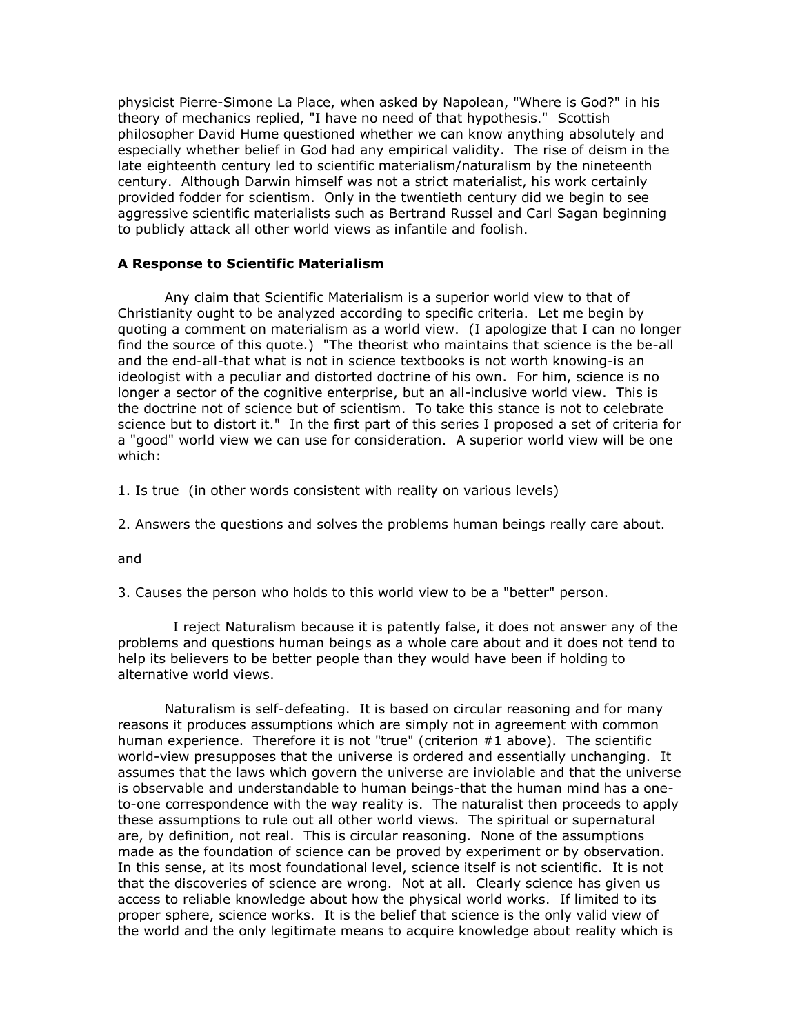physicist Pierre-Simone La Place, when asked by Napolean, "Where is God?" in his theory of mechanics replied, "I have no need of that hypothesis." Scottish philosopher David Hume questioned whether we can know anything absolutely and especially whether belief in God had any empirical validity. The rise of deism in the late eighteenth century led to scientific materialism/naturalism by the nineteenth century. Although Darwin himself was not a strict materialist, his work certainly provided fodder for scientism. Only in the twentieth century did we begin to see aggressive scientific materialists such as Bertrand Russel and Carl Sagan beginning to publicly attack all other world views as infantile and foolish.

**A Response to Scientific Materialism**

Any claim that Scientific Materialism is a superior world view to that of Christianity ought to be analyzed according to specific criteria. Let me begin by quoting a comment on materialism as a world view. (I apologize that I can no longer find the source of this quote.) "The theorist who maintains that science is the be-all and the end-all-that what is not in science textbooks is not worth knowing-is an ideologist with a peculiar and distorted doctrine of his own. For him, science is no longer a sector of the cognitive enterprise, but an all-inclusive world view. This is the doctrine not of science but of scientism. To take this stance is not to celebrate science but to distort it." In the first part of this series I proposed a set of criteria for a "good" world view we can use for consideration. A superior world view will be one which:

1. Is true (in other words consistent with reality on various levels)

2. Answers the questions and solves the problems human beings really care about.

and

3. Causes the person who holds to this world view to be a "better" person.

I reject Naturalism because it is patently false, it does not answer any of the problems and questions human beings as a whole care about and it does not tend to help its believers to be better people than they would have been if holding to alternative world views.

Naturalism is self-defeating. It is based on circular reasoning and for many reasons it produces assumptions which are simply not in agreement with common human experience. Therefore it is not "true" (criterion #1 above). The scientific world-view presupposes that the universe is ordered and essentially unchanging. It assumes that the laws which govern the universe are inviolable and that the universe is observable and understandable to human beings-that the human mind has a one-to-one correspondence with the way reality is. The naturalist then proceeds to apply these assumptions to rule out all other world views. The spiritual or supernatural are, by definition, not real. This is circular reasoning. None of the assumptions made as the foundation of science can be proved by experiment or by observation. In this sense, at its most foundational level, science itself is not scientific. It is not that the discoveries of science are wrong. Not at all. Clearly science has given us access to reliable knowledge about how the physical world works. If limited to its proper sphere, science works. It is the belief that science is the only valid view of the world and the only legitimate means to acquire knowledge about reality which is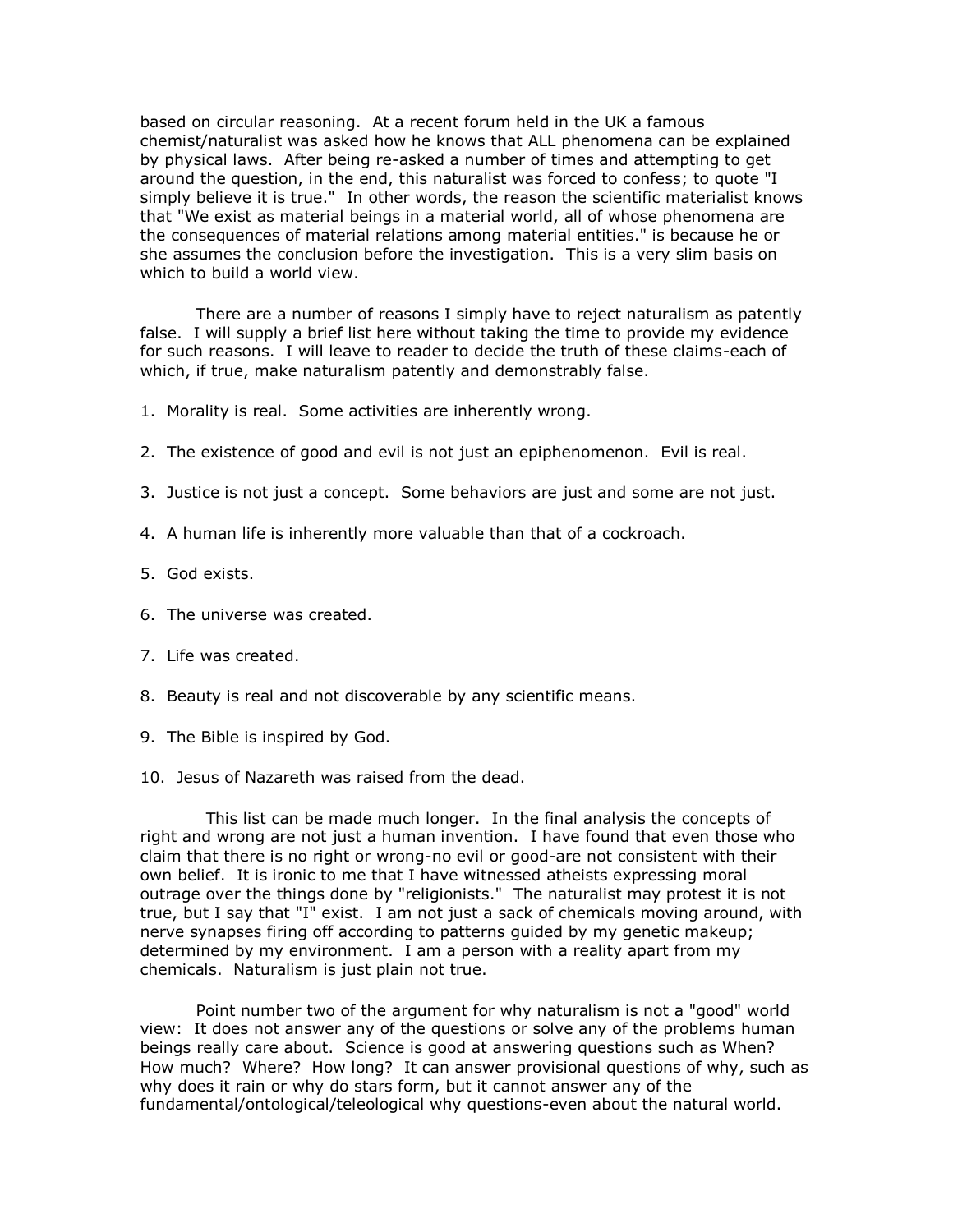based on circular reasoning. At a recent forum held in the UK a famous chemist/naturalist was asked how he knows that ALL phenomena can be explained by physical laws. After being re-asked a number of times and attempting to get around the question, in the end, this naturalist was forced to confess; to quote "I simply believe it is true." In other words, the reason the scientific materialist knows that "We exist as material beings in a material world, all of whose phenomena are the consequences of material relations among material entities." is because he or she assumes the conclusion before the investigation. This is a very slim basis on which to build a world view.

There are a number of reasons I simply have to reject naturalism as patently false. I will supply a brief list here without taking the time to provide my evidence for such reasons. I will leave to reader to decide the truth of these claims-each of which, if true, make naturalism patently and demonstrably false.

1. Morality is real. Some activities are inherently wrong.

2. The existence of good and evil is not just an epiphenomenon. Evil is real.

3. Justice is not just a concept. Some behaviors are just and some are not just.

4. A human life is inherently more valuable than that of a cockroach.

5. God exists.

6. The universe was created.

7. Life was created.

8. Beauty is real and not discoverable by any scientific means.

9. The Bible is inspired by God.

10. Jesus of Nazareth was raised from the dead.

This list can be made much longer. In the final analysis the concepts of right and wrong are not just a human invention. I have found that even those who claim that there is no right or wrong-no evil or good-are not consistent with their own belief. It is ironic to me that I have witnessed atheists expressing moral outrage over the things done by "religionists." The naturalist may protest it is not true, but I say that "I" exist. I am not just a sack of chemicals moving around, with nerve synapses firing off according to patterns guided by my genetic makeup; determined by my environment. I am a person with a reality apart from my chemicals. Naturalism is just plain not true.

Point number two of the argument for why naturalism is not a "good" world view: It does not answer any of the questions or solve any of the problems human beings really care about. Science is good at answering questions such as When? How much? Where? How long? It can answer provisional questions of why, such as why does it rain or why do stars form, but it cannot answer any of the fundamental/ontological/teleological why questions-even about the natural world.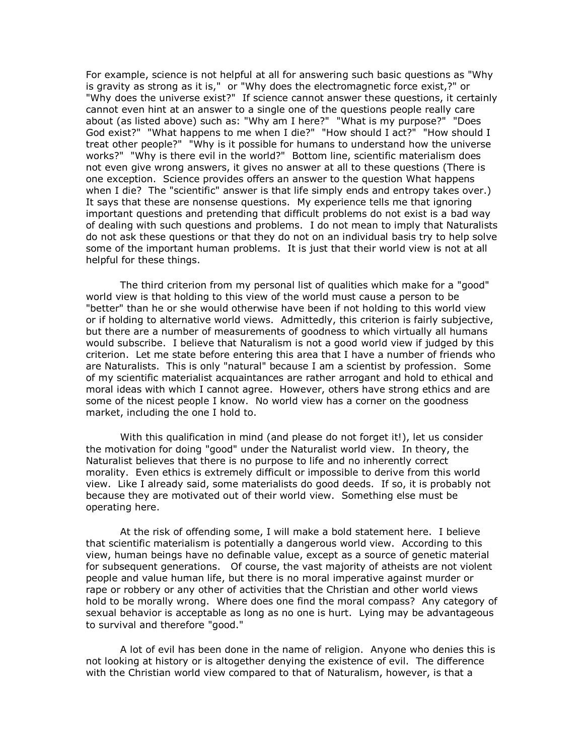For example, science is not helpful at all for answering such basic questions as "Why is gravity as strong as it is," or "Why does the electromagnetic force exist,?" or "Why does the universe exist?" If science cannot answer these questions, it certainly cannot even hint at an answer to a single one of the questions people really care about (as listed above) such as: "Why am I here?" "What is my purpose?" "Does God exist?" "What happens to me when I die?" "How should I act?" "How should I treat other people?" "Why is it possible for humans to understand how the universe works?" "Why is there evil in the world?" Bottom line, scientific materialism does not even give wrong answers, it gives no answer at all to these questions (There is one exception. Science provides offers an answer to the question What happens when I die? The "scientific" answer is that life simply ends and entropy takes over.) It says that these are nonsense questions. My experience tells me that ignoring important questions and pretending that difficult problems do not exist is a bad way of dealing with such questions and problems. I do not mean to imply that Naturalists do not ask these questions or that they do not on an individual basis try to help solve some of the important human problems. It is just that their world view is not at all helpful for these things.

The third criterion from my personal list of qualities which make for a "good" world view is that holding to this view of the world must cause a person to be "better" than he or she would otherwise have been if not holding to this world view or if holding to alternative world views. Admittedly, this criterion is fairly subjective, but there are a number of measurements of goodness to which virtually all humans would subscribe. I believe that Naturalism is not a good world view if judged by this criterion. Let me state before entering this area that I have a number of friends who are Naturalists. This is only "natural" because I am a scientist by profession. Some of my scientific materialist acquaintances are rather arrogant and hold to ethical and moral ideas with which I cannot agree. However, others have strong ethics and are some of the nicest people I know. No world view has a corner on the goodness market, including the one I hold to.

With this qualification in mind (and please do not forget it!), let us consider the motivation for doing "good" under the Naturalist world view. In theory, the Naturalist believes that there is no purpose to life and no inherently correct morality. Even ethics is extremely difficult or impossible to derive from this world view. Like I already said, some materialists do good deeds. If so, it is probably not because they are motivated out of their world view. Something else must be operating here.

At the risk of offending some, I will make a bold statement here. I believe that scientific materialism is potentially a dangerous world view. According to this view, human beings have no definable value, except as a source of genetic material for subsequent generations. Of course, the vast majority of atheists are not violent people and value human life, but there is no moral imperative against murder or rape or robbery or any other of activities that the Christian and other world views hold to be morally wrong. Where does one find the moral compass? Any category of sexual behavior is acceptable as long as no one is hurt. Lying may be advantageous to survival and therefore "good."

A lot of evil has been done in the name of religion. Anyone who denies this is not looking at history or is altogether denying the existence of evil. The difference with the Christian world view compared to that of Naturalism, however, is that a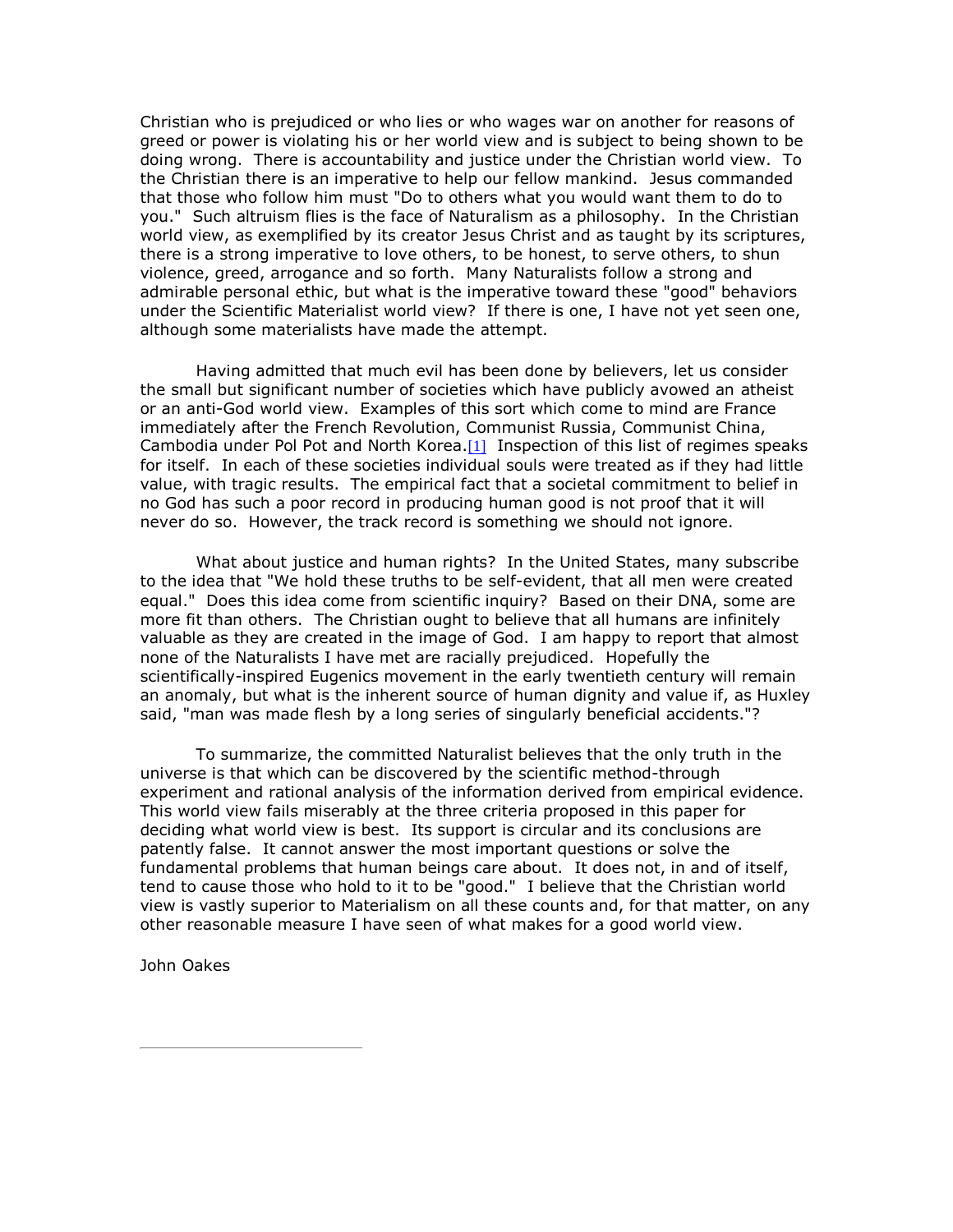Christian who is prejudiced or who lies or who wages war on another for reasons of greed or power is violating his or her world view and is subject to being shown to be doing wrong. There is accountability and justice under the Christian world view. To the Christian there is an imperative to help our fellow mankind. Jesus commanded that those who follow him must "Do to others what you would want them to do to you." Such altruism flies is the face of Naturalism as a philosophy. In the Christian world view, as exemplified by its creator Jesus Christ and as taught by its scriptures, there is a strong imperative to love others, to be honest, to serve others, to shun violence, greed, arrogance and so forth. Many Naturalists follow a strong and admirable personal ethic, but what is the imperative toward these "good" behaviors under the Scientific Materialist world view? If there is one, I have not yet seen one, although some materialists have made the attempt.

Having admitted that much evil has been done by believers, let us consider the small but significant number of societies which have publicly avowed an atheist or an anti-God world view. Examples of this sort which come to mind are France immediately after the French Revolution, Communist Russia, Communist China, Cambodia under Pol Pot and North Korea.[1] Inspection of this list of regimes speaks for itself. In each of these societies individual souls were treated as if they had little value, with tragic results. The empirical fact that a societal commitment to belief in no God has such a poor record in producing human good is not proof that it will never do so. However, the track record is something we should not ignore.

What about justice and human rights? In the United States, many subscribe to the idea that "We hold these truths to be self-evident, that all men were created equal." Does this idea come from scientific inquiry? Based on their DNA, some are more fit than others. The Christian ought to believe that all humans are infinitely valuable as they are created in the image of God. I am happy to report that almost none of the Naturalists I have met are racially prejudiced. Hopefully the scientifically-inspired Eugenics movement in the early twentieth century will remain an anomaly, but what is the inherent source of human dignity and value if, as Huxley said, "man was made flesh by a long series of singularly beneficial accidents."?

To summarize, the committed Naturalist believes that the only truth in the universe is that which can be discovered by the scientific method-through experiment and rational analysis of the information derived from empirical evidence. This world view fails miserably at the three criteria proposed in this paper for deciding what world view is best. Its support is circular and its conclusions are patently false. It cannot answer the most important questions or solve the fundamental problems that human beings care about. It does not, in and of itself, tend to cause those who hold to it to be "good." I believe that the Christian world view is vastly superior to Materialism on all these counts and, for that matter, on any other reasonable measure I have seen of what makes for a good world view.

John Oakes

---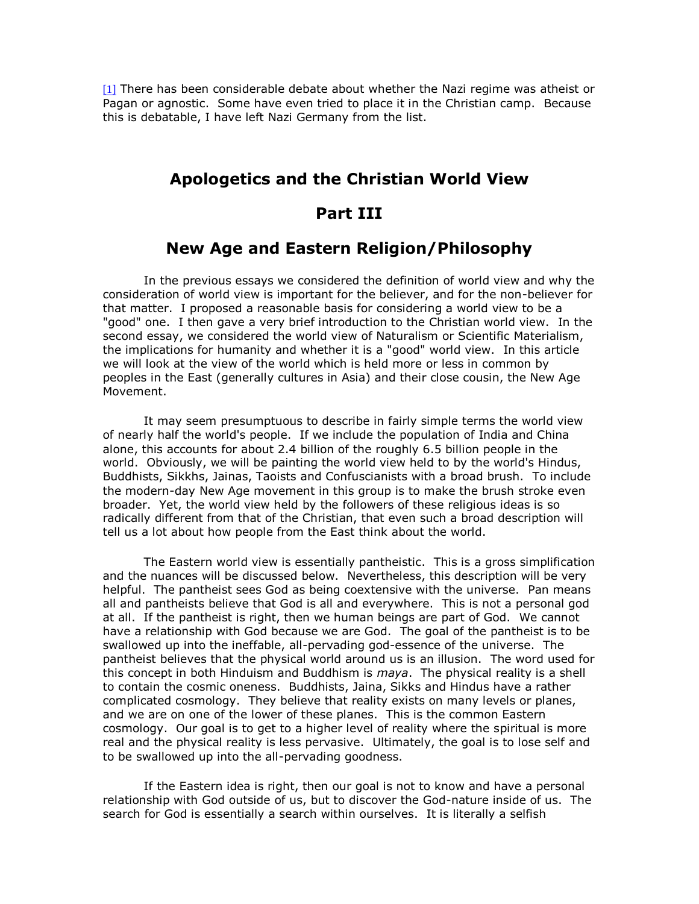[1] There has been considerable debate about whether the Nazi regime was atheist or Pagan or agnostic. Some have even tried to place it in the Christian camp. Because this is debatable, I have left Nazi Germany from the list.

# Apologetics and the Christian World View

# Part III

# New Age and Eastern Religion/Philosophy

In the previous essays we considered the definition of world view and why the consideration of world view is important for the believer, and for the non-believer for that matter. I proposed a reasonable basis for considering a world view to be a "good" one. I then gave a very brief introduction to the Christian world view. In the second essay, we considered the world view of Naturalism or Scientific Materialism, the implications for humanity and whether it is a "good" world view. In this article we will look at the view of the world which is held more or less in common by peoples in the East (generally cultures in Asia) and their close cousin, the New Age Movement.

It may seem presumptuous to describe in fairly simple terms the world view of nearly half the world's people. If we include the population of India and China alone, this accounts for about 2.4 billion of the roughly 6.5 billion people in the world. Obviously, we will be painting the world view held to by the world's Hindus, Buddhists, Sikkhs, Jainas, Taoists and Confuscianists with a broad brush. To include the modern-day New Age movement in this group is to make the brush stroke even broader. Yet, the world view held by the followers of these religious ideas is so radically different from that of the Christian, that even such a broad description will tell us a lot about how people from the East think about the world.

The Eastern world view is essentially pantheistic. This is a gross simplification and the nuances will be discussed below. Nevertheless, this description will be very helpful. The pantheist sees God as being coextensive with the universe. Pan means all and pantheists believe that God is all and everywhere. This is not a personal god at all. If the pantheist is right, then we human beings are part of God. We cannot have a relationship with God because we are God. The goal of the pantheist is to be swallowed up into the ineffable, all-pervading god-essence of the universe. The pantheist believes that the physical world around us is an illusion. The word used for this concept in both Hinduism and Buddhism is *maya*. The physical reality is a shell to contain the cosmic oneness. Buddhists, Jaina, Sikhs and Hindus have a rather complicated cosmology. They believe that reality exists on many levels or planes, and we are on one of the lower of these planes. This is the common Eastern cosmology. Our goal is to get to a higher level of reality where the spiritual is more real and the physical reality is less pervasive. Ultimately, the goal is to lose self and to be swallowed up into the all-pervading goodness.

If the Eastern idea is right, then our goal is not to know and have a personal relationship with God outside of us, but to discover the God-nature inside of us. The search for God is essentially a search within ourselves. It is literally a selfish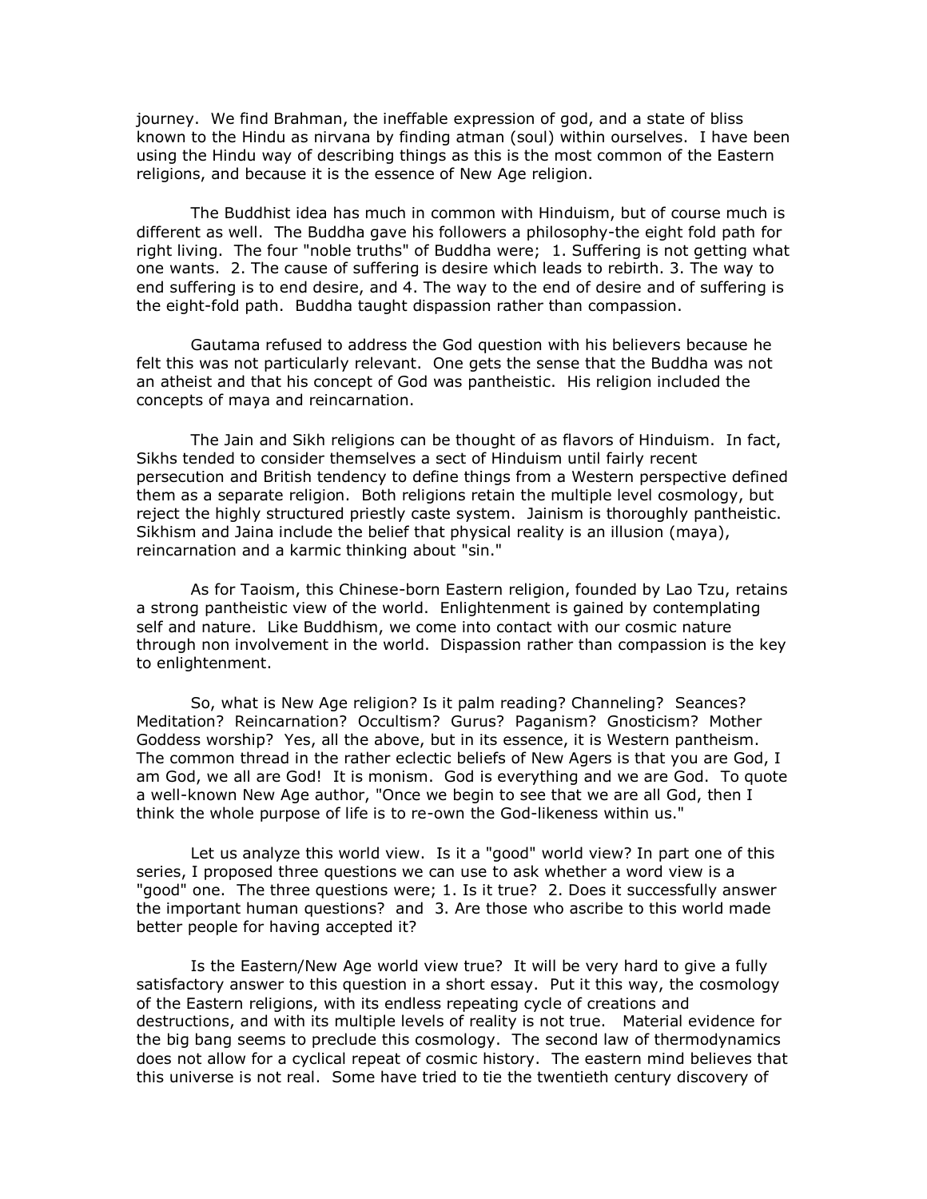journey. We find Brahman, the ineffable expression of god, and a state of bliss known to the Hindu as nirvana by finding atman (soul) within ourselves. I have been using the Hindu way of describing things as this is the most common of the Eastern religions, and because it is the essence of New Age religion.

The Buddhist idea has much in common with Hinduism, but of course much is different as well. The Buddha gave his followers a philosophy-the eight fold path for right living. The four "noble truths" of Buddha were; 1. Suffering is not getting what one wants. 2. The cause of suffering is desire which leads to rebirth. 3. The way to end suffering is to end desire, and 4. The way to the end of desire and of suffering is the eight-fold path. Buddha taught dispassion rather than compassion.

Gautama refused to address the God question with his believers because he felt this was not particularly relevant. One gets the sense that the Buddha was not an atheist and that his concept of God was pantheistic. His religion included the concepts of maya and reincarnation.

The Jain and Sikh religions can be thought of as flavors of Hinduism. In fact, Sikhs tended to consider themselves a sect of Hinduism until fairly recent persecution and British tendency to define things from a Western perspective defined them as a separate religion. Both religions retain the multiple level cosmology, but reject the highly structured priestly caste system. Jainism is thoroughly pantheistic. Sikhism and Jaina include the belief that physical reality is an illusion (maya), reincarnation and a karmic thinking about "sin."

As for Taoism, this Chinese-born Eastern religion, founded by Lao Tzu, retains a strong pantheistic view of the world. Enlightenment is gained by contemplating self and nature. Like Buddhism, we come into contact with our cosmic nature through non involvement in the world. Dispassion rather than compassion is the key to enlightenment.

So, what is New Age religion? Is it palm reading? Channeling? Seances? Meditation? Reincarnation? Occultism? Gurus? Paganism? Gnosticism? Mother Goddess worship? Yes, all the above, but in its essence, it is Western pantheism. The common thread in the rather eclectic beliefs of New Agers is that you are God, I am God, we all are God! It is monism. God is everything and we are God. To quote a well-known New Age author, "Once we begin to see that we are all God, then I think the whole purpose of life is to re-own the God-likeness within us."

Let us analyze this world view. Is it a "good" world view? In part one of this series, I proposed three questions we can use to ask whether a word view is a "good" one. The three questions were; 1. Is it true? 2. Does it successfully answer the important human questions? and 3. Are those who ascribe to this world made better people for having accepted it?

Is the Eastern/New Age world view true? It will be very hard to give a fully satisfactory answer to this question in a short essay. Put it this way, the cosmology of the Eastern religions, with its endless repeating cycle of creations and destructions, and with its multiple levels of reality is not true. Material evidence for the big bang seems to preclude this cosmology. The second law of thermodynamics does not allow for a cyclical repeat of cosmic history. The eastern mind believes that this universe is not real. Some have tried to tie the twentieth century discovery of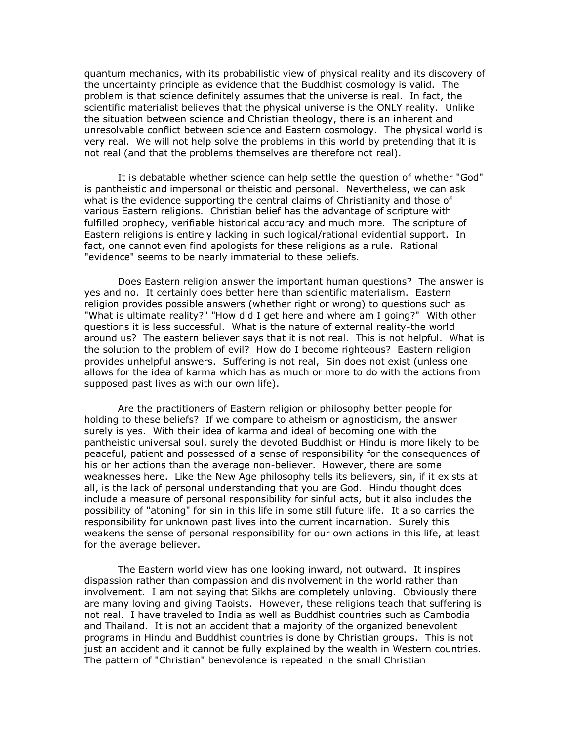quantum mechanics, with its probabilistic view of physical reality and its discovery of the uncertainty principle as evidence that the Buddhist cosmology is valid. The problem is that science definitely assumes that the universe is real. In fact, the scientific materialist believes that the physical universe is the ONLY reality. Unlike the situation between science and Christian theology, there is an inherent and unresolvable conflict between science and Eastern cosmology. The physical world is very real. We will not help solve the problems in this world by pretending that it is not real (and that the problems themselves are therefore not real).

It is debatable whether science can help settle the question of whether "God" is pantheistic and impersonal or theistic and personal. Nevertheless, we can ask what is the evidence supporting the central claims of Christianity and those of various Eastern religions. Christian belief has the advantage of scripture with fulfilled prophecy, verifiable historical accuracy and much more. The scripture of Eastern religions is entirely lacking in such logical/rational evidential support. In fact, one cannot even find apologists for these religions as a rule. Rational "evidence" seems to be nearly immaterial to these beliefs.

Does Eastern religion answer the important human questions? The answer is yes and no. It certainly does better here than scientific materialism. Eastern religion provides possible answers (whether right or wrong) to questions such as "What is ultimate reality?" "How did I get here and where am I going?" With other questions it is less successful. What is the nature of external reality-the world around us? The eastern believer says that it is not real. This is not helpful. What is the solution to the problem of evil? How do I become righteous? Eastern religion provides unhelpful answers. Suffering is not real, Sin does not exist (unless one allows for the idea of karma which has as much or more to do with the actions from supposed past lives as with our own life).

Are the practitioners of Eastern religion or philosophy better people for holding to these beliefs? If we compare to atheism or agnosticism, the answer surely is yes. With their idea of karma and ideal of becoming one with the pantheistic universal soul, surely the devoted Buddhist or Hindu is more likely to be peaceful, patient and possessed of a sense of responsibility for the consequences of his or her actions than the average non-believer. However, there are some weaknesses here. Like the New Age philosophy tells its believers, sin, if it exists at all, is the lack of personal understanding that you are God. Hindu thought does include a measure of personal responsibility for sinful acts, but it also includes the possibility of "atoning" for sin in this life in some still future life. It also carries the responsibility for unknown past lives into the current incarnation. Surely this weakens the sense of personal responsibility for our own actions in this life, at least for the average believer.

The Eastern world view has one looking inward, not outward. It inspires dispassion rather than compassion and disinvolvement in the world rather than involvement. I am not saying that Sikhs are completely unloving. Obviously there are many loving and giving Taoists. However, these religions teach that suffering is not real. I have traveled to India as well as Buddhist countries such as Cambodia and Thailand. It is not an accident that a majority of the organized benevolent programs in Hindu and Buddhist countries is done by Christian groups. This is not just an accident and it cannot be fully explained by the wealth in Western countries. The pattern of "Christian" benevolence is repeated in the small Christian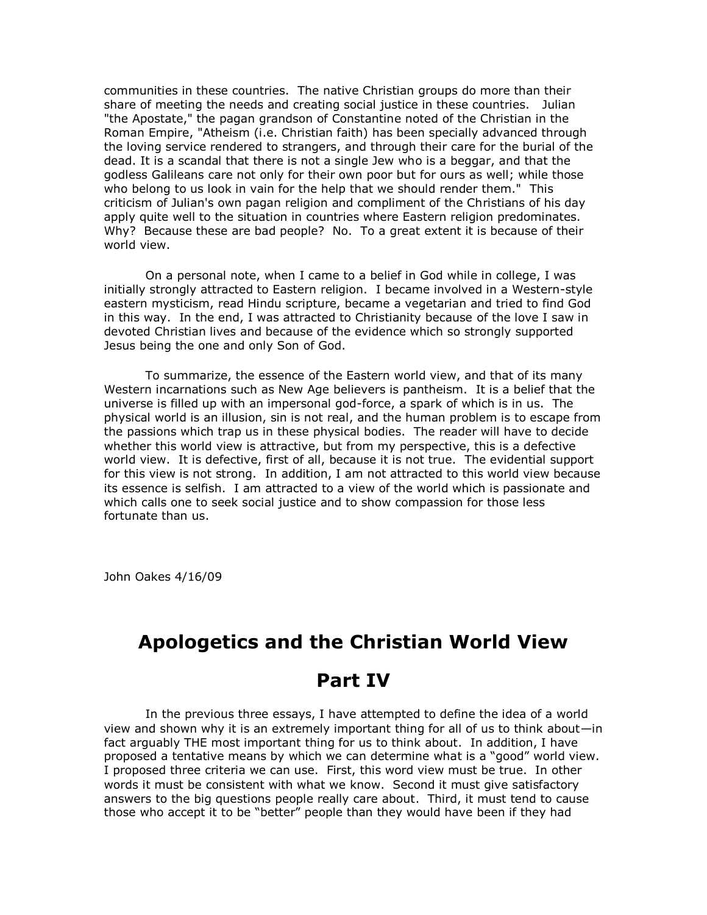communities in these countries. The native Christian groups do more than their share of meeting the needs and creating social justice in these countries. Julian "the Apostate," the pagan grandson of Constantine noted of the Christian in the Roman Empire, "Atheism (i.e. Christian faith) has been specially advanced through the loving service rendered to strangers, and through their care for the burial of the dead. It is a scandal that there is not a single Jew who is a beggar, and that the godless Galileans care not only for their own poor but for ours as well; while those who belong to us look in vain for the help that we should render them." This criticism of Julian's own pagan religion and compliment of the Christians of his day apply quite well to the situation in countries where Eastern religion predominates. Why? Because these are bad people? No. To a great extent it is because of their world view.

On a personal note, when I came to a belief in God while in college, I was initially strongly attracted to Eastern religion. I became involved in a Western-style eastern mysticism, read Hindu scripture, became a vegetarian and tried to find God in this way. In the end, I was attracted to Christianity because of the love I saw in devoted Christian lives and because of the evidence which so strongly supported Jesus being the one and only Son of God.

To summarize, the essence of the Eastern world view, and that of its many Western incarnations such as New Age believers is pantheism. It is a belief that the universe is filled up with an impersonal god-force, a spark of which is in us. The physical world is an illusion, sin is not real, and the human problem is to escape from the passions which trap us in these physical bodies. The reader will have to decide whether this world view is attractive, but from my perspective, this is a defective world view. It is defective, first of all, because it is not true. The evidential support for this view is not strong. In addition, I am not attracted to this world view because its essence is selfish. I am attracted to a view of the world which is passionate and which calls one to seek social justice and to show compassion for those less fortunate than us.

John Oakes 4/16/09

# Apologetics and the Christian World View

# Part IV

In the previous three essays, I have attempted to define the idea of a world view and shown why it is an extremely important thing for all of us to think about—in fact arguably THE most important thing for us to think about. In addition, I have proposed a tentative means by which we can determine what is a "good" world view. I proposed three criteria we can use. First, this word view must be true. In other words it must be consistent with what we know. Second it must give satisfactory answers to the big questions people really care about. Third, it must tend to cause those who accept it to be "better" people than they would have been if they had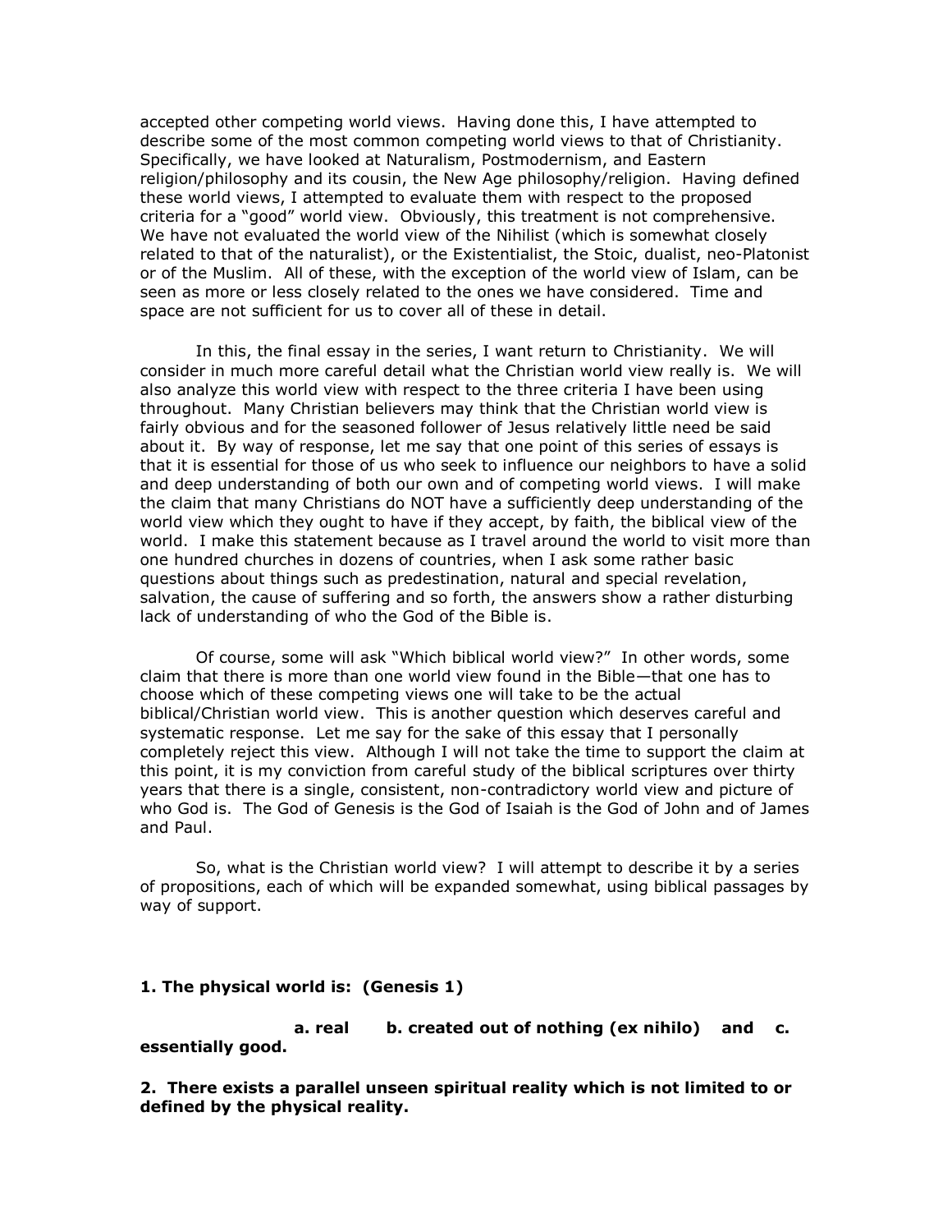accepted other competing world views. Having done this, I have attempted to describe some of the most common competing world views to that of Christianity. Specifically, we have looked at Naturalism, Postmodernism, and Eastern religion/philosophy and its cousin, the New Age philosophy/religion. Having defined these world views, I attempted to evaluate them with respect to the proposed criteria for a "good" world view. Obviously, this treatment is not comprehensive. We have not evaluated the world view of the Nihilist (which is somewhat closely related to that of the naturalist), or the Existentialist, the Stoic, dualist, neo-Platonist or of the Muslim. All of these, with the exception of the world view of Islam, can be seen as more or less closely related to the ones we have considered. Time and space are not sufficient for us to cover all of these in detail.

In this, the final essay in the series, I want return to Christianity. We will consider in much more careful detail what the Christian world view really is. We will also analyze this world view with respect to the three criteria I have been using throughout. Many Christian believers may think that the Christian world view is fairly obvious and for the seasoned follower of Jesus relatively little need be said about it. By way of response, let me say that one point of this series of essays is that it is essential for those of us who seek to influence our neighbors to have a solid and deep understanding of both our own and of competing world views. I will make the claim that many Christians do NOT have a sufficiently deep understanding of the world view which they ought to have if they accept, by faith, the biblical view of the world. I make this statement because as I travel around the world to visit more than one hundred churches in dozens of countries, when I ask some rather basic questions about things such as predestination, natural and special revelation, salvation, the cause of suffering and so forth, the answers show a rather disturbing lack of understanding of who the God of the Bible is.

Of course, some will ask "Which biblical world view?" In other words, some claim that there is more than one world view found in the Bible—that one has to choose which of these competing views one will take to be the actual biblical/Christian world view. This is another question which deserves careful and systematic response. Let me say for the sake of this essay that I personally completely reject this view. Although I will not take the time to support the claim at this point, it is my conviction from careful study of the biblical scriptures over thirty years that there is a single, consistent, non-contradictory world view and picture of who God is. The God of Genesis is the God of Isaiah is the God of John and of James and Paul.

So, what is the Christian world view? I will attempt to describe it by a series of propositions, each of which will be expanded somewhat, using biblical passages by way of support.

**1. The physical world is: (Genesis 1)**

**a. real b. created out of nothing (ex nihilo) and c. essentially good.**

**2. There exists a parallel unseen spiritual reality which is not limited to or defined by the physical reality.**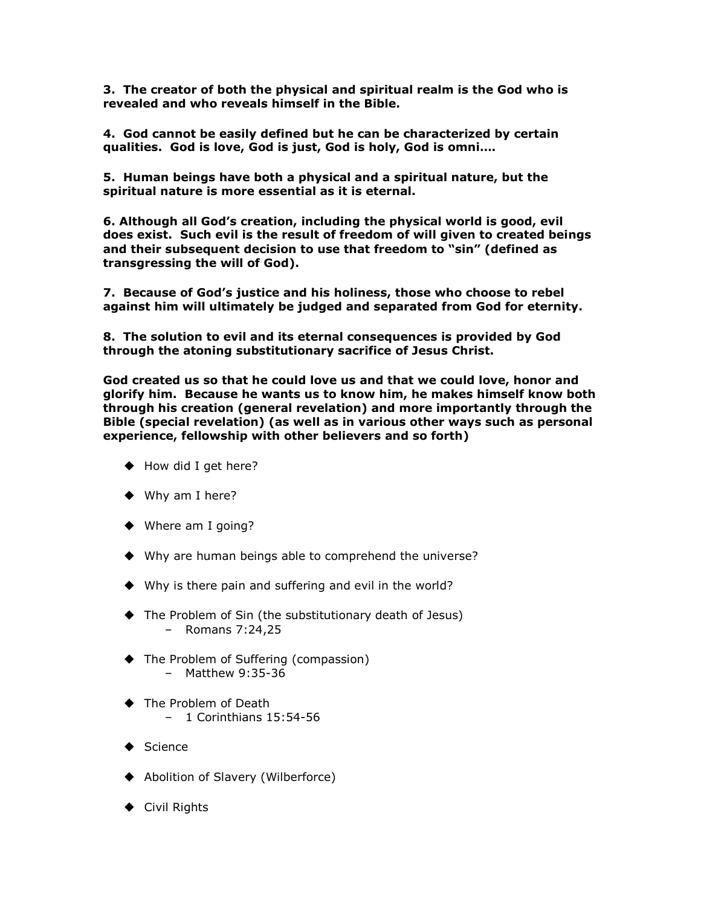**3. The creator of both the physical and spiritual realm is the God who is revealed and who reveals himself in the Bible.**

**4. God cannot be easily defined but he can be characterized by certain qualities. God is love, God is just, God is holy, God is omni….**

**5. Human beings have both a physical and a spiritual nature, but the spiritual nature is more essential as it is eternal.**

**6. Although all God's creation, including the physical world is good, evil does exist. Such evil is the result of freedom of will given to created beings and their subsequent decision to use that freedom to "sin" (defined as transgressing the will of God).**

**7. Because of God's justice and his holiness, those who choose to rebel against him will ultimately be judged and separated from God for eternity.**

**8. The solution to evil and its eternal consequences is provided by God through the atoning substitutionary sacrifice of Jesus Christ.**

**God created us so that he could love us and that we could love, honor and glorify him. Because he wants us to know him, he makes himself know both through his creation (general revelation) and more importantly through the Bible (special revelation) (as well as in various other ways such as personal experience, fellowship with other believers and so forth)**

- How did I get here?
- Why am I here?
- Where am I going?
- Why are human beings able to comprehend the universe?
- Why is there pain and suffering and evil in the world?
- The Problem of Sin (the substitutionary death of Jesus)
  - Romans 7:24,25
- The Problem of Suffering (compassion)
  - Matthew 9:35-36
- The Problem of Death
  - 1 Corinthians 15:54-56
- Science
- Abolition of Slavery (Wilberforce)
- Civil Rights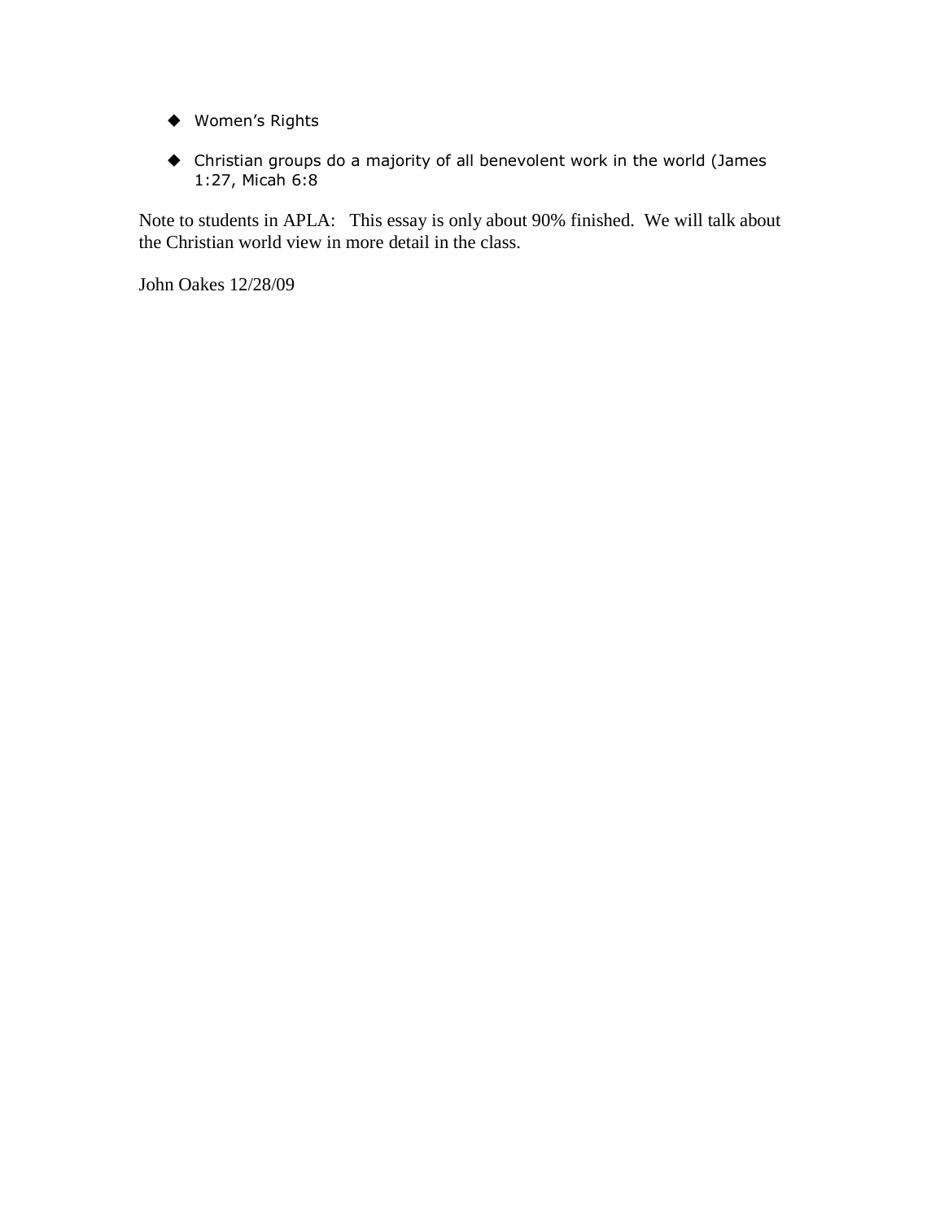- Women's Rights

- Christian groups do a majority of all benevolent work in the world (James 1:27, Micah 6:8

Note to students in APLA: This essay is only about 90% finished. We will talk about the Christian world view in more detail in the class.

John Oakes 12/28/09